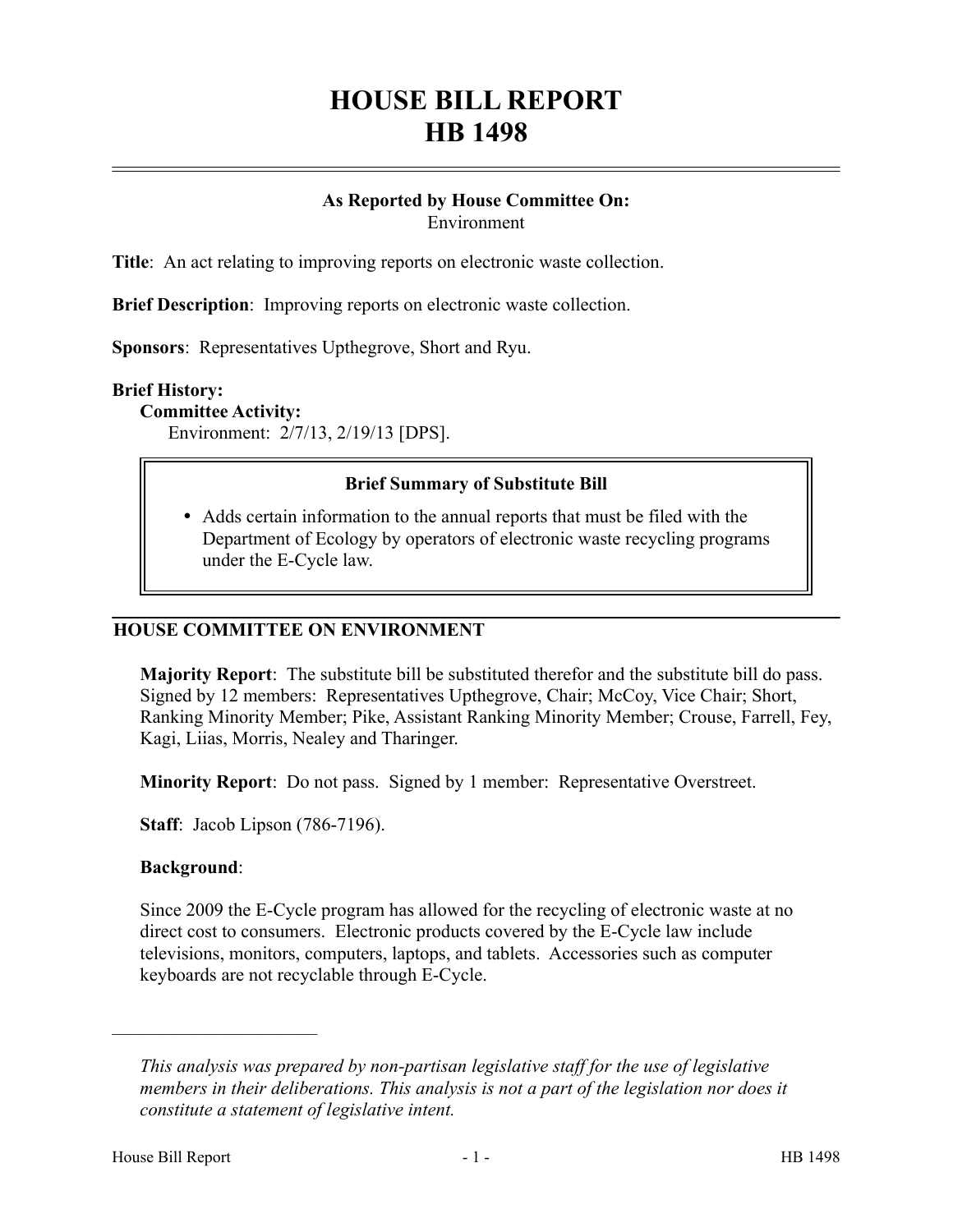# HOUSE BILL REPORT
# HB 1498

**As Reported by House Committee On:**
Environment

**Title**: An act relating to improving reports on electronic waste collection.

**Brief Description**: Improving reports on electronic waste collection.

**Sponsors**: Representatives Upthegrove, Short and Ryu.

**Brief History:**

**Committee Activity:**

Environment: 2/7/13, 2/19/13 [DPS].

**Brief Summary of Substitute Bill**

- Adds certain information to the annual reports that must be filed with the Department of Ecology by operators of electronic waste recycling programs under the E-Cycle law.

## HOUSE COMMITTEE ON ENVIRONMENT

**Majority Report**: The substitute bill be substituted therefor and the substitute bill do pass. Signed by 12 members: Representatives Upthegrove, Chair; McCoy, Vice Chair; Short, Ranking Minority Member; Pike, Assistant Ranking Minority Member; Crouse, Farrell, Fey, Kagi, Liias, Morris, Nealey and Tharinger.

**Minority Report**: Do not pass. Signed by 1 member: Representative Overstreet.

**Staff**: Jacob Lipson (786-7196).

**Background**:

Since 2009 the E-Cycle program has allowed for the recycling of electronic waste at no direct cost to consumers. Electronic products covered by the E-Cycle law include televisions, monitors, computers, laptops, and tablets. Accessories such as computer keyboards are not recyclable through E-Cycle.

---

*This analysis was prepared by non-partisan legislative staff for the use of legislative members in their deliberations. This analysis is not a part of the legislation nor does it constitute a statement of legislative intent.*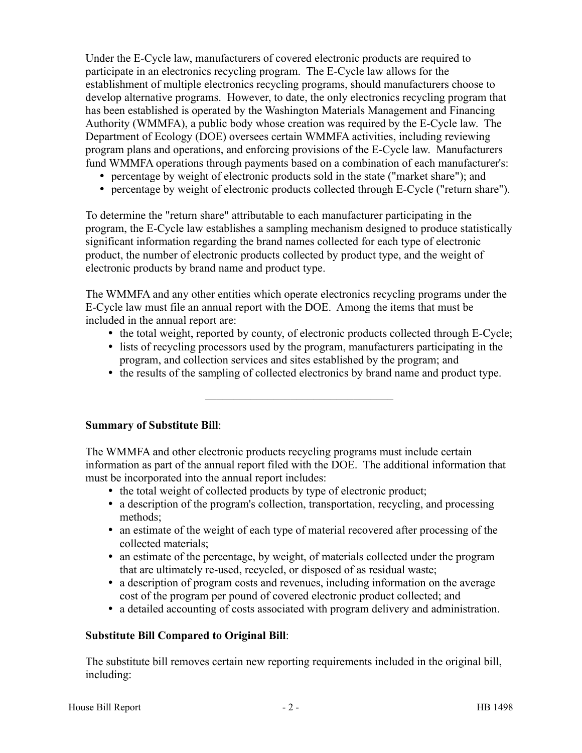Under the E-Cycle law, manufacturers of covered electronic products are required to participate in an electronics recycling program. The E-Cycle law allows for the establishment of multiple electronics recycling programs, should manufacturers choose to develop alternative programs. However, to date, the only electronics recycling program that has been established is operated by the Washington Materials Management and Financing Authority (WMMFA), a public body whose creation was required by the E-Cycle law. The Department of Ecology (DOE) oversees certain WMMFA activities, including reviewing program plans and operations, and enforcing provisions of the E-Cycle law. Manufacturers fund WMMFA operations through payments based on a combination of each manufacturer's:

- percentage by weight of electronic products sold in the state ("market share"); and
- percentage by weight of electronic products collected through E-Cycle ("return share").

To determine the "return share" attributable to each manufacturer participating in the program, the E-Cycle law establishes a sampling mechanism designed to produce statistically significant information regarding the brand names collected for each type of electronic product, the number of electronic products collected by product type, and the weight of electronic products by brand name and product type.

The WMMFA and any other entities which operate electronics recycling programs under the E-Cycle law must file an annual report with the DOE. Among the items that must be included in the annual report are:

- the total weight, reported by county, of electronic products collected through E-Cycle;
- lists of recycling processors used by the program, manufacturers participating in the program, and collection services and sites established by the program; and
- the results of the sampling of collected electronics by brand name and product type.

---

**Summary of Substitute Bill**:

The WMMFA and other electronic products recycling programs must include certain information as part of the annual report filed with the DOE. The additional information that must be incorporated into the annual report includes:

- the total weight of collected products by type of electronic product;
- a description of the program's collection, transportation, recycling, and processing methods;
- an estimate of the weight of each type of material recovered after processing of the collected materials;
- an estimate of the percentage, by weight, of materials collected under the program that are ultimately re-used, recycled, or disposed of as residual waste;
- a description of program costs and revenues, including information on the average cost of the program per pound of covered electronic product collected; and
- a detailed accounting of costs associated with program delivery and administration.

**Substitute Bill Compared to Original Bill**:

The substitute bill removes certain new reporting requirements included in the original bill, including: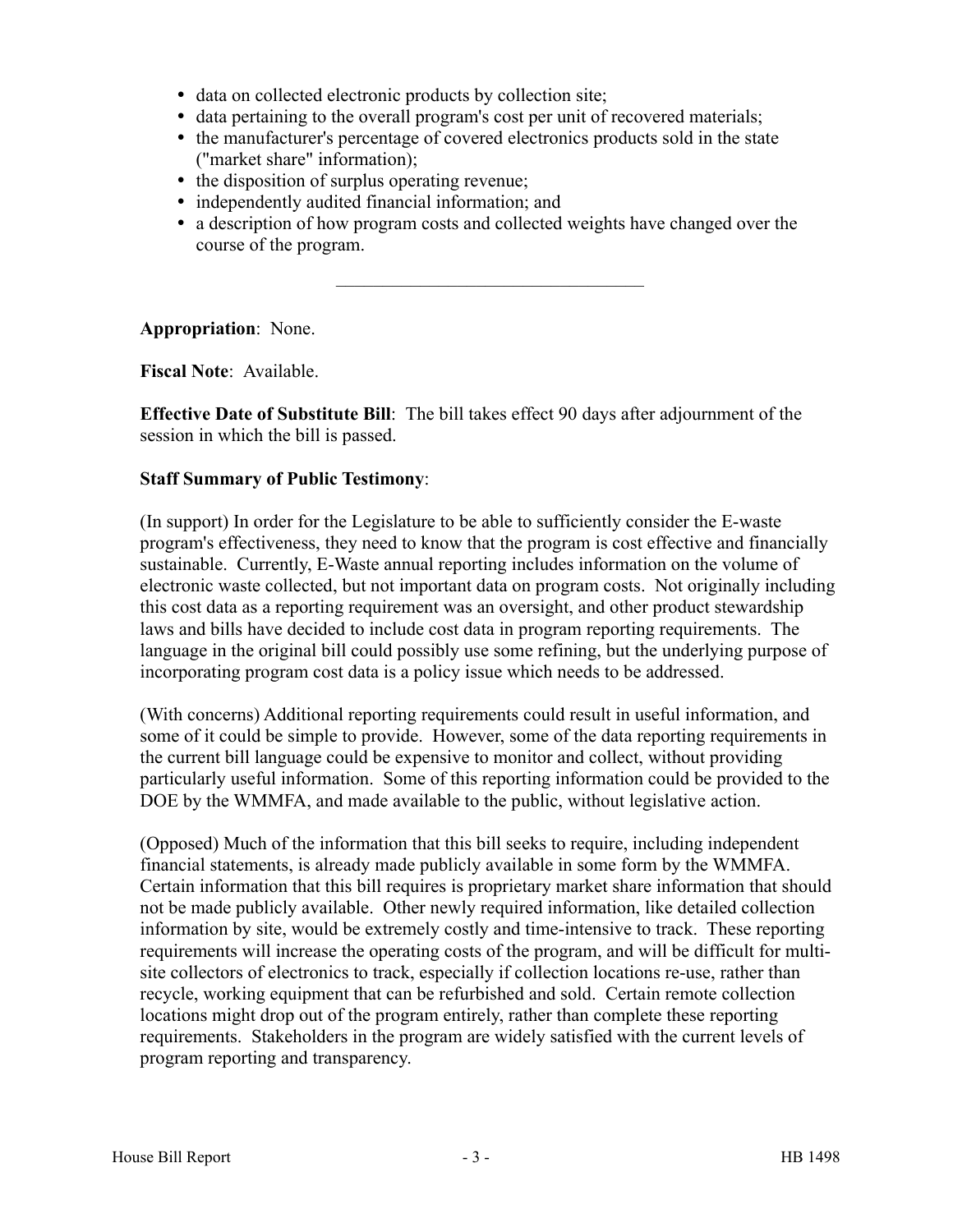- data on collected electronic products by collection site;
- data pertaining to the overall program's cost per unit of recovered materials;
- the manufacturer's percentage of covered electronics products sold in the state ("market share" information);
- the disposition of surplus operating revenue;
- independently audited financial information; and
- a description of how program costs and collected weights have changed over the course of the program.

---

**Appropriation**: None.

**Fiscal Note**: Available.

**Effective Date of Substitute Bill**: The bill takes effect 90 days after adjournment of the session in which the bill is passed.

**Staff Summary of Public Testimony**:

(In support) In order for the Legislature to be able to sufficiently consider the E-waste program's effectiveness, they need to know that the program is cost effective and financially sustainable. Currently, E-Waste annual reporting includes information on the volume of electronic waste collected, but not important data on program costs. Not originally including this cost data as a reporting requirement was an oversight, and other product stewardship laws and bills have decided to include cost data in program reporting requirements. The language in the original bill could possibly use some refining, but the underlying purpose of incorporating program cost data is a policy issue which needs to be addressed.

(With concerns) Additional reporting requirements could result in useful information, and some of it could be simple to provide. However, some of the data reporting requirements in the current bill language could be expensive to monitor and collect, without providing particularly useful information. Some of this reporting information could be provided to the DOE by the WMMFA, and made available to the public, without legislative action.

(Opposed) Much of the information that this bill seeks to require, including independent financial statements, is already made publicly available in some form by the WMMFA. Certain information that this bill requires is proprietary market share information that should not be made publicly available. Other newly required information, like detailed collection information by site, would be extremely costly and time-intensive to track. These reporting requirements will increase the operating costs of the program, and will be difficult for multi-site collectors of electronics to track, especially if collection locations re-use, rather than recycle, working equipment that can be refurbished and sold. Certain remote collection locations might drop out of the program entirely, rather than complete these reporting requirements. Stakeholders in the program are widely satisfied with the current levels of program reporting and transparency.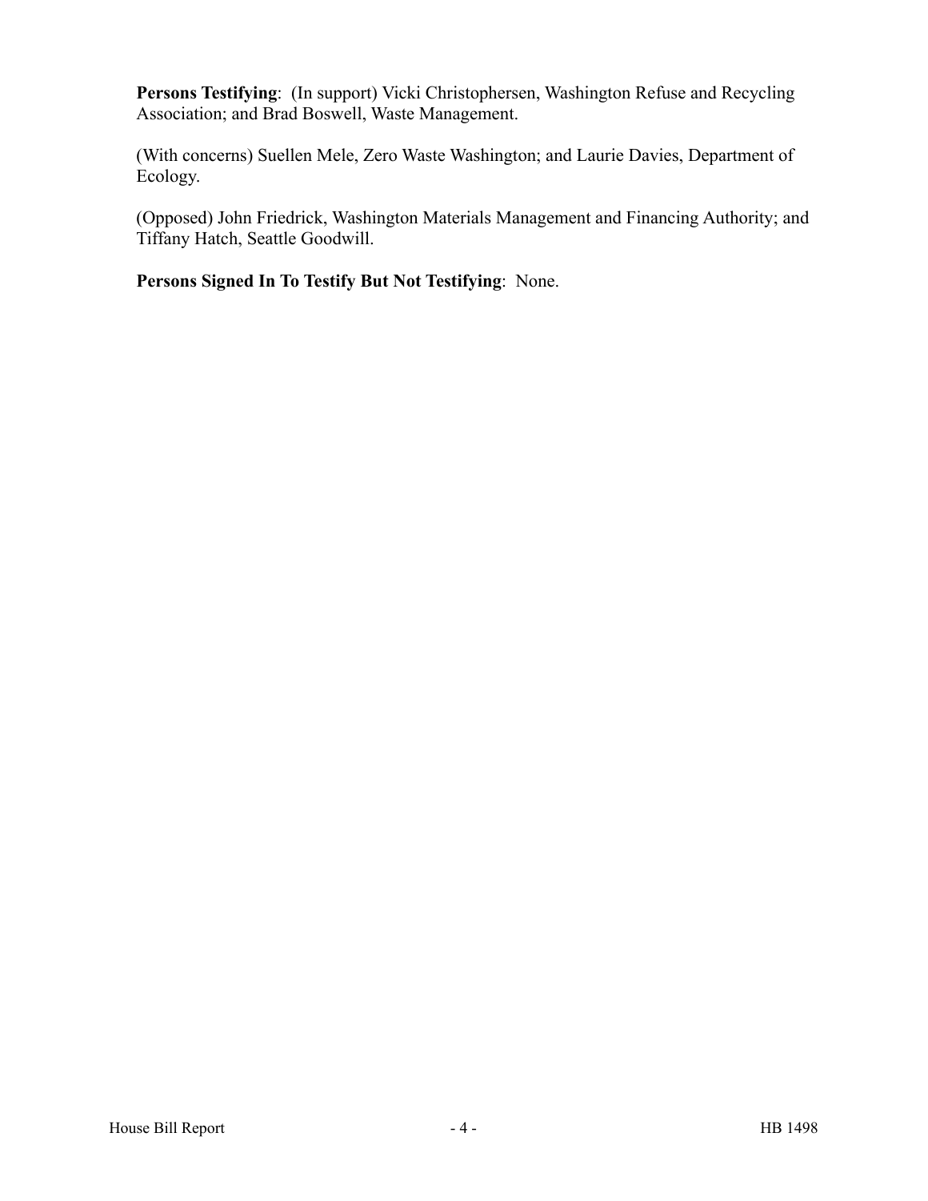**Persons Testifying**: (In support) Vicki Christophersen, Washington Refuse and Recycling Association; and Brad Boswell, Waste Management.

(With concerns) Suellen Mele, Zero Waste Washington; and Laurie Davies, Department of Ecology.

(Opposed) John Friedrick, Washington Materials Management and Financing Authority; and Tiffany Hatch, Seattle Goodwill.

**Persons Signed In To Testify But Not Testifying**: None.